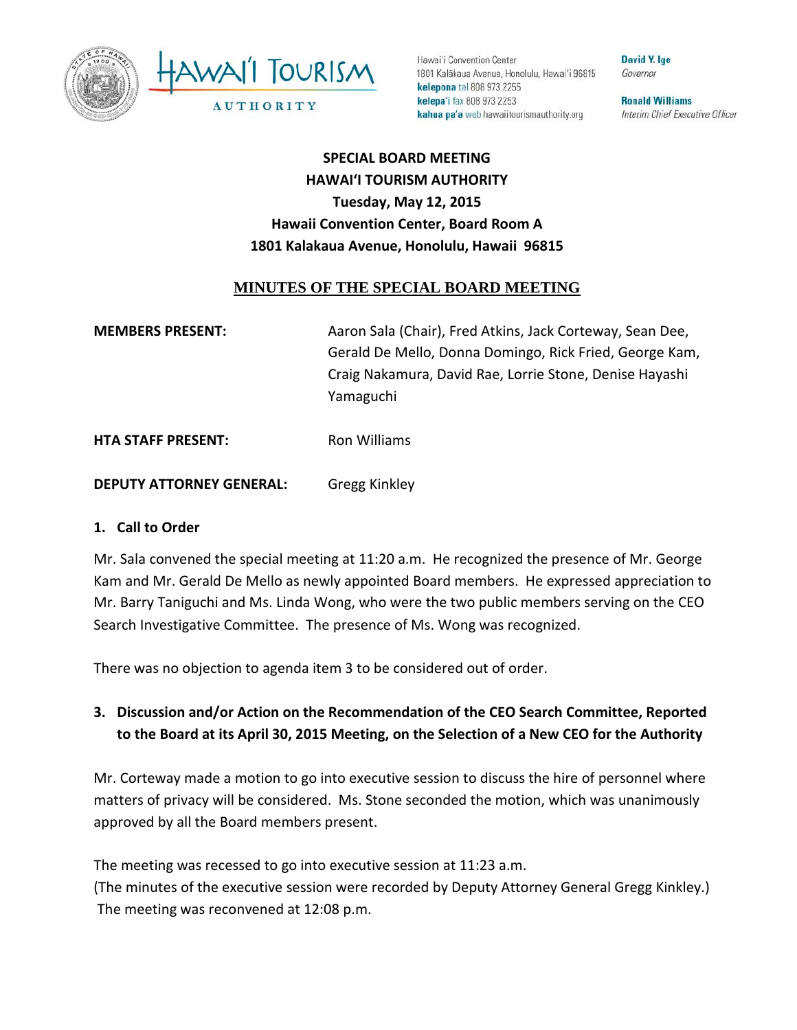Hawai'i Convention Center
1801 Kalākaua Avenue, Honolulu, Hawai'i 96815
**kelepona** tel 808 973 2255
**kelepa'i** fax 808 973 2253
**kahua pa'a** web hawaiitourismauthority.org

**David Y. Ige**
*Governor*

**Ronald Williams**
*Interim Chief Executive Officer*

**SPECIAL BOARD MEETING**
**HAWAI'I TOURISM AUTHORITY**
**Tuesday, May 12, 2015**
**Hawaii Convention Center, Board Room A**
**1801 Kalakaua Avenue, Honolulu, Hawaii 96815**

## MINUTES OF THE SPECIAL BOARD MEETING

**MEMBERS PRESENT:** Aaron Sala (Chair), Fred Atkins, Jack Corteway, Sean Dee, Gerald De Mello, Donna Domingo, Rick Fried, George Kam, Craig Nakamura, David Rae, Lorrie Stone, Denise Hayashi Yamaguchi

**HTA STAFF PRESENT:** Ron Williams

**DEPUTY ATTORNEY GENERAL:** Gregg Kinkley

### 1. Call to Order

Mr. Sala convened the special meeting at 11:20 a.m. He recognized the presence of Mr. George Kam and Mr. Gerald De Mello as newly appointed Board members. He expressed appreciation to Mr. Barry Taniguchi and Ms. Linda Wong, who were the two public members serving on the CEO Search Investigative Committee. The presence of Ms. Wong was recognized.

There was no objection to agenda item 3 to be considered out of order.

### 3. Discussion and/or Action on the Recommendation of the CEO Search Committee, Reported to the Board at its April 30, 2015 Meeting, on the Selection of a New CEO for the Authority

Mr. Corteway made a motion to go into executive session to discuss the hire of personnel where matters of privacy will be considered. Ms. Stone seconded the motion, which was unanimously approved by all the Board members present.

The meeting was recessed to go into executive session at 11:23 a.m.
(The minutes of the executive session were recorded by Deputy Attorney General Gregg Kinkley.)
The meeting was reconvened at 12:08 p.m.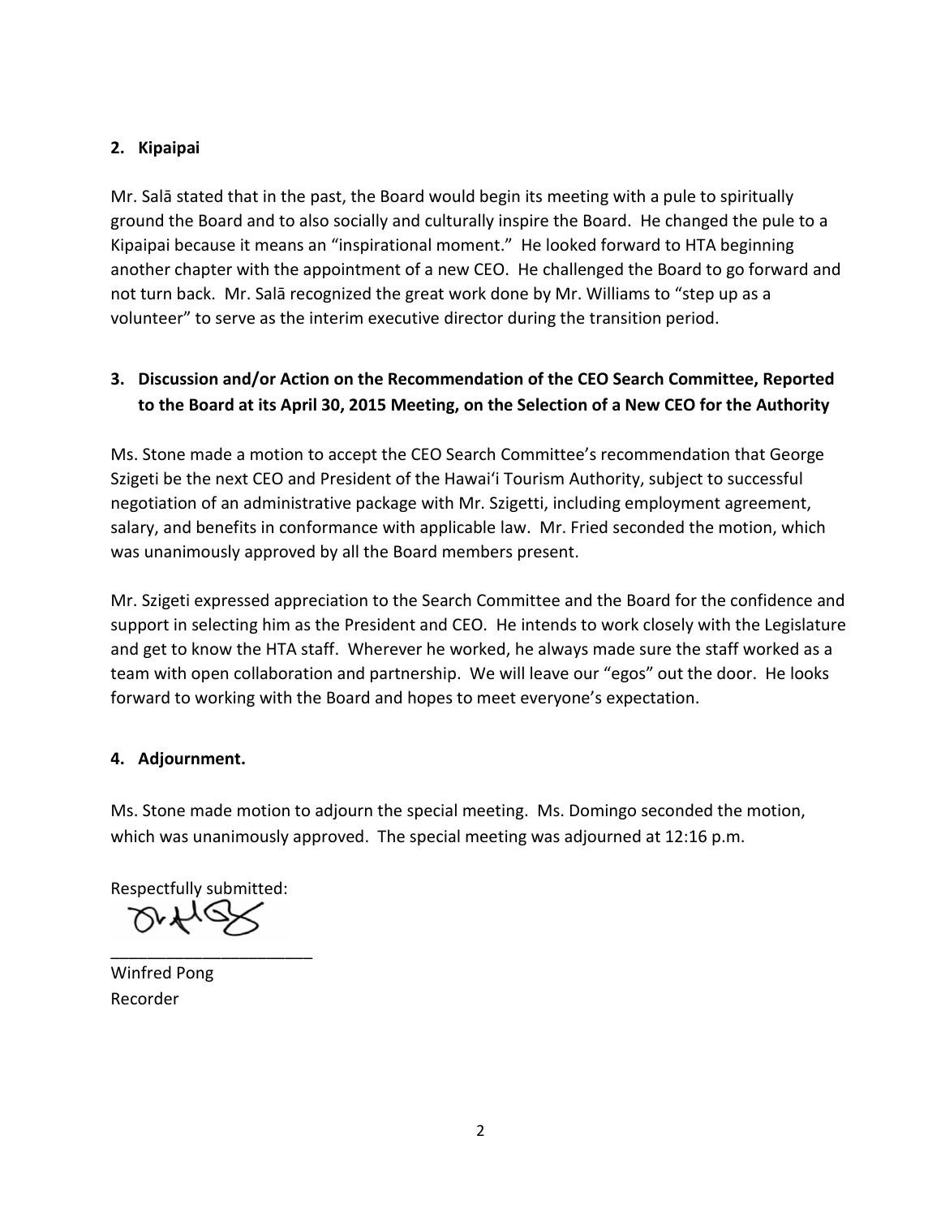**2. Kipaipai**

Mr. Salā stated that in the past, the Board would begin its meeting with a pule to spiritually ground the Board and to also socially and culturally inspire the Board. He changed the pule to a Kipaipai because it means an "inspirational moment." He looked forward to HTA beginning another chapter with the appointment of a new CEO. He challenged the Board to go forward and not turn back. Mr. Salā recognized the great work done by Mr. Williams to "step up as a volunteer" to serve as the interim executive director during the transition period.

**3. Discussion and/or Action on the Recommendation of the CEO Search Committee, Reported to the Board at its April 30, 2015 Meeting, on the Selection of a New CEO for the Authority**

Ms. Stone made a motion to accept the CEO Search Committee's recommendation that George Szigeti be the next CEO and President of the Hawaiʻi Tourism Authority, subject to successful negotiation of an administrative package with Mr. Szigetti, including employment agreement, salary, and benefits in conformance with applicable law. Mr. Fried seconded the motion, which was unanimously approved by all the Board members present.

Mr. Szigeti expressed appreciation to the Search Committee and the Board for the confidence and support in selecting him as the President and CEO. He intends to work closely with the Legislature and get to know the HTA staff. Wherever he worked, he always made sure the staff worked as a team with open collaboration and partnership. We will leave our "egos" out the door. He looks forward to working with the Board and hopes to meet everyone's expectation.

**4. Adjournment.**

Ms. Stone made motion to adjourn the special meeting. Ms. Domingo seconded the motion, which was unanimously approved. The special meeting was adjourned at 12:16 p.m.

Respectfully submitted:

\_\_\_\_\_\_\_\_\_\_\_\_\_\_\_\_\_\_\_\_\_\_

Winfred Pong
Recorder